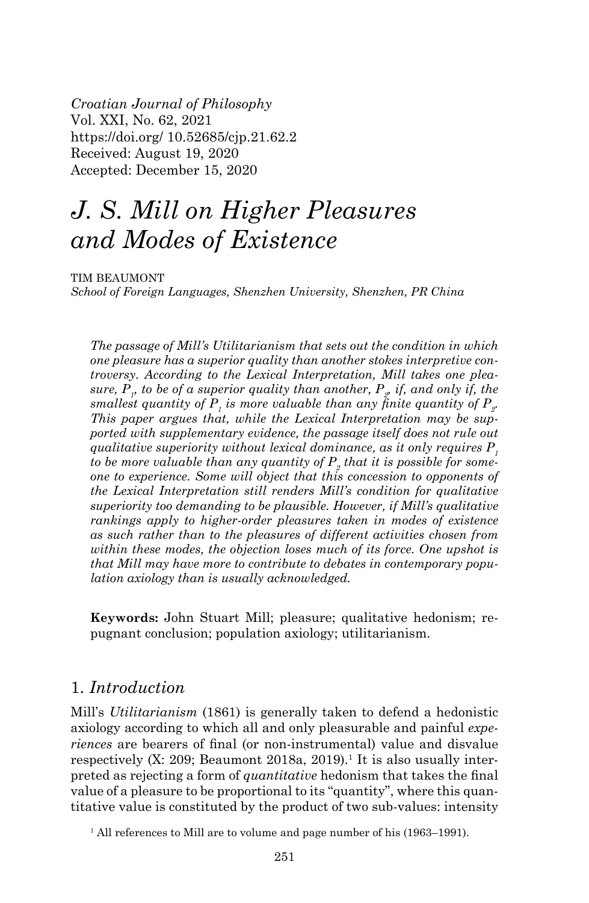*Croatian Journal of Philosophy*
Vol. XXI, No. 62, 2021
https://doi.org/ 10.52685/cjp.21.62.2
Received: August 19, 2020
Accepted: December 15, 2020

# *J. S. Mill on Higher Pleasures and Modes of Existence*

TIM BEAUMONT
*School of Foreign Languages, Shenzhen University, Shenzhen, PR China*

*The passage of Mill's Utilitarianism that sets out the condition in which one pleasure has a superior quality than another stokes interpretive controversy. According to the Lexical Interpretation, Mill takes one pleasure, $P_1$, to be of a superior quality than another, $P_2$, if, and only if, the smallest quantity of $P_1$ is more valuable than any finite quantity of $P_2$. This paper argues that, while the Lexical Interpretation may be supported with supplementary evidence, the passage itself does not rule out qualitative superiority without lexical dominance, as it only requires $P_1$ to be more valuable than any quantity of $P_2$ that it is possible for someone to experience. Some will object that this concession to opponents of the Lexical Interpretation still renders Mill's condition for qualitative superiority too demanding to be plausible. However, if Mill's qualitative rankings apply to higher-order pleasures taken in modes of existence as such rather than to the pleasures of different activities chosen from within these modes, the objection loses much of its force. One upshot is that Mill may have more to contribute to debates in contemporary population axiology than is usually acknowledged.*

**Keywords:** John Stuart Mill; pleasure; qualitative hedonism; repugnant conclusion; population axiology; utilitarianism.

## 1. *Introduction*

Mill's *Utilitarianism* (1861) is generally taken to defend a hedonistic axiology according to which all and only pleasurable and painful *experiences* are bearers of final (or non-instrumental) value and disvalue respectively (X: 209; Beaumont 2018a, 2019).[1] It is also usually interpreted as rejecting a form of *quantitative* hedonism that takes the final value of a pleasure to be proportional to its "quantity", where this quantitative value is constituted by the product of two sub-values: intensity

[1] All references to Mill are to volume and page number of his (1963–1991).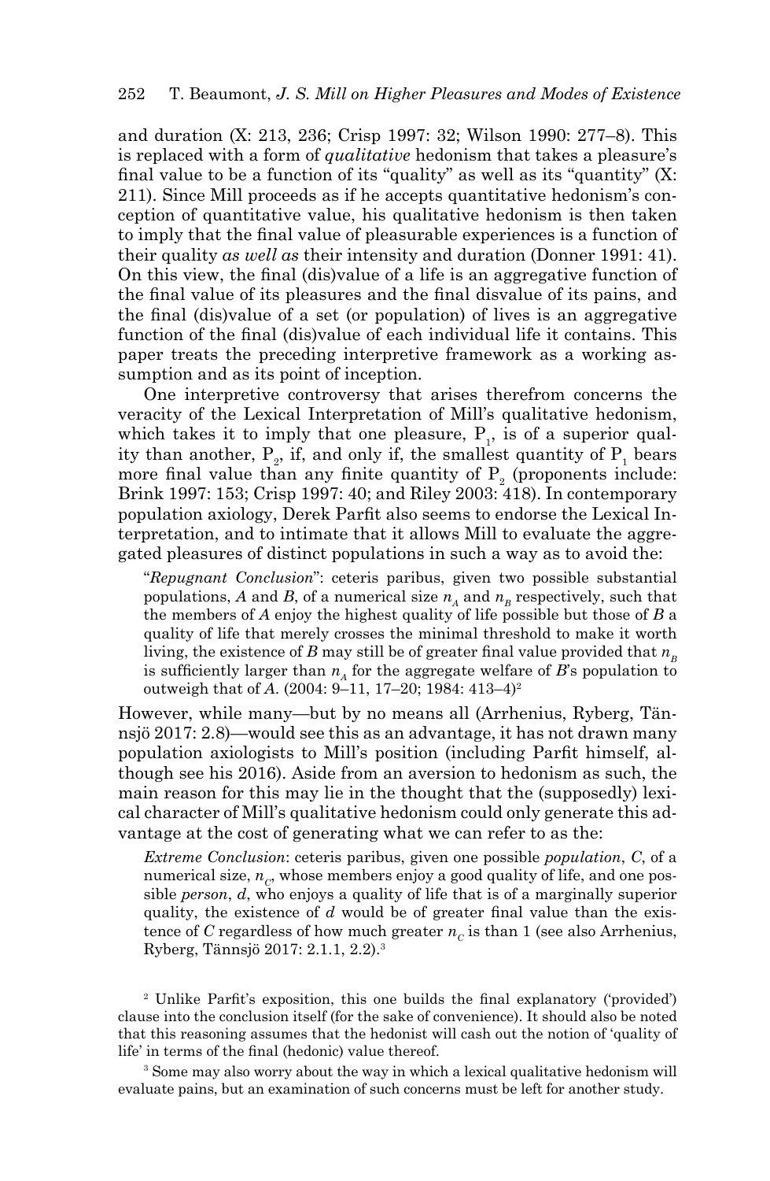and duration (X: 213, 236; Crisp 1997: 32; Wilson 1990: 277–8). This is replaced with a form of *qualitative* hedonism that takes a pleasure's final value to be a function of its "quality" as well as its "quantity" (X: 211). Since Mill proceeds as if he accepts quantitative hedonism's conception of quantitative value, his qualitative hedonism is then taken to imply that the final value of pleasurable experiences is a function of their quality *as well as* their intensity and duration (Donner 1991: 41). On this view, the final (dis)value of a life is an aggregative function of the final value of its pleasures and the final disvalue of its pains, and the final (dis)value of a set (or population) of lives is an aggregative function of the final (dis)value of each individual life it contains. This paper treats the preceding interpretive framework as a working assumption and as its point of inception.

One interpretive controversy that arises therefrom concerns the veracity of the Lexical Interpretation of Mill's qualitative hedonism, which takes it to imply that one pleasure, $P_1$, is of a superior quality than another, $P_2$, if, and only if, the smallest quantity of $P_1$ bears more final value than any finite quantity of $P_2$ (proponents include: Brink 1997: 153; Crisp 1997: 40; and Riley 2003: 418). In contemporary population axiology, Derek Parfit also seems to endorse the Lexical Interpretation, and to intimate that it allows Mill to evaluate the aggregated pleasures of distinct populations in such a way as to avoid the:

> "*Repugnant Conclusion*": ceteris paribus, given two possible substantial populations, *A* and *B*, of a numerical size $n_A$ and $n_B$ respectively, such that the members of *A* enjoy the highest quality of life possible but those of *B* a quality of life that merely crosses the minimal threshold to make it worth living, the existence of *B* may still be of greater final value provided that $n_B$ is sufficiently larger than $n_A$ for the aggregate welfare of *B*'s population to outweigh that of *A*. (2004: 9–11, 17–20; 1984: 413–4)[2]

However, while many—but by no means all (Arrhenius, Ryberg, Tännsjö 2017: 2.8)—would see this as an advantage, it has not drawn many population axiologists to Mill's position (including Parfit himself, although see his 2016). Aside from an aversion to hedonism as such, the main reason for this may lie in the thought that the (supposedly) lexical character of Mill's qualitative hedonism could only generate this advantage at the cost of generating what we can refer to as the:

> *Extreme Conclusion*: ceteris paribus, given one possible *population*, *C*, of a numerical size, $n_C$, whose members enjoy a good quality of life, and one possible *person*, *d*, who enjoys a quality of life that is of a marginally superior quality, the existence of *d* would be of greater final value than the existence of *C* regardless of how much greater $n_C$ is than 1 (see also Arrhenius, Ryberg, Tännsjö 2017: 2.1.1, 2.2).[3]

---

[2] Unlike Parfit's exposition, this one builds the final explanatory ('provided') clause into the conclusion itself (for the sake of convenience). It should also be noted that this reasoning assumes that the hedonist will cash out the notion of 'quality of life' in terms of the final (hedonic) value thereof.

[3] Some may also worry about the way in which a lexical qualitative hedonism will evaluate pains, but an examination of such concerns must be left for another study.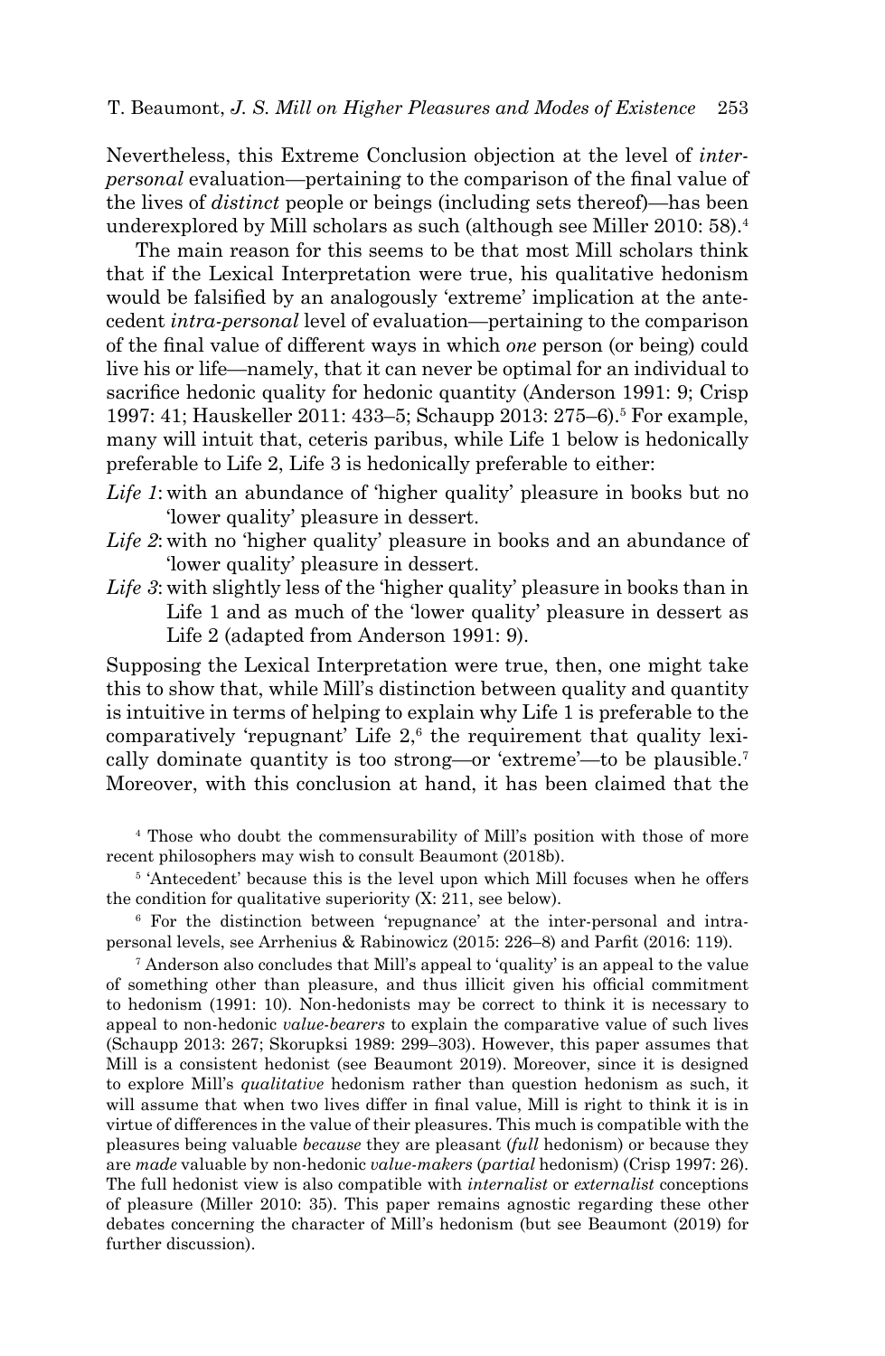Nevertheless, this Extreme Conclusion objection at the level of *inter-personal* evaluation—pertaining to the comparison of the final value of the lives of *distinct* people or beings (including sets thereof)—has been underexplored by Mill scholars as such (although see Miller 2010: 58).[4]

The main reason for this seems to be that most Mill scholars think that if the Lexical Interpretation were true, his qualitative hedonism would be falsified by an analogously 'extreme' implication at the antecedent *intra-personal* level of evaluation—pertaining to the comparison of the final value of different ways in which *one* person (or being) could live his or life—namely, that it can never be optimal for an individual to sacrifice hedonic quality for hedonic quantity (Anderson 1991: 9; Crisp 1997: 41; Hauskeller 2011: 433–5; Schaupp 2013: 275–6).[5] For example, many will intuit that, ceteris paribus, while Life 1 below is hedonically preferable to Life 2, Life 3 is hedonically preferable to either:

*Life 1*: with an abundance of 'higher quality' pleasure in books but no 'lower quality' pleasure in dessert.

*Life 2*: with no 'higher quality' pleasure in books and an abundance of 'lower quality' pleasure in dessert.

*Life 3*: with slightly less of the 'higher quality' pleasure in books than in Life 1 and as much of the 'lower quality' pleasure in dessert as Life 2 (adapted from Anderson 1991: 9).

Supposing the Lexical Interpretation were true, then, one might take this to show that, while Mill's distinction between quality and quantity is intuitive in terms of helping to explain why Life 1 is preferable to the comparatively 'repugnant' Life 2,[6] the requirement that quality lexically dominate quantity is too strong—or 'extreme'—to be plausible.[7] Moreover, with this conclusion at hand, it has been claimed that the

---

[4] Those who doubt the commensurability of Mill's position with those of more recent philosophers may wish to consult Beaumont (2018b).

[5] 'Antecedent' because this is the level upon which Mill focuses when he offers the condition for qualitative superiority (X: 211, see below).

[6] For the distinction between 'repugnance' at the inter-personal and intra-personal levels, see Arrhenius & Rabinowicz (2015: 226–8) and Parfit (2016: 119).

[7] Anderson also concludes that Mill's appeal to 'quality' is an appeal to the value of something other than pleasure, and thus illicit given his official commitment to hedonism (1991: 10). Non-hedonists may be correct to think it is necessary to appeal to non-hedonic *value-bearers* to explain the comparative value of such lives (Schaupp 2013: 267; Skorupksi 1989: 299–303). However, this paper assumes that Mill is a consistent hedonist (see Beaumont 2019). Moreover, since it is designed to explore Mill's *qualitative* hedonism rather than question hedonism as such, it will assume that when two lives differ in final value, Mill is right to think it is in virtue of differences in the value of their pleasures. This much is compatible with the pleasures being valuable *because* they are pleasant (*full* hedonism) or because they are *made* valuable by non-hedonic *value-makers* (*partial* hedonism) (Crisp 1997: 26). The full hedonist view is also compatible with *internalist* or *externalist* conceptions of pleasure (Miller 2010: 35). This paper remains agnostic regarding these other debates concerning the character of Mill's hedonism (but see Beaumont (2019) for further discussion).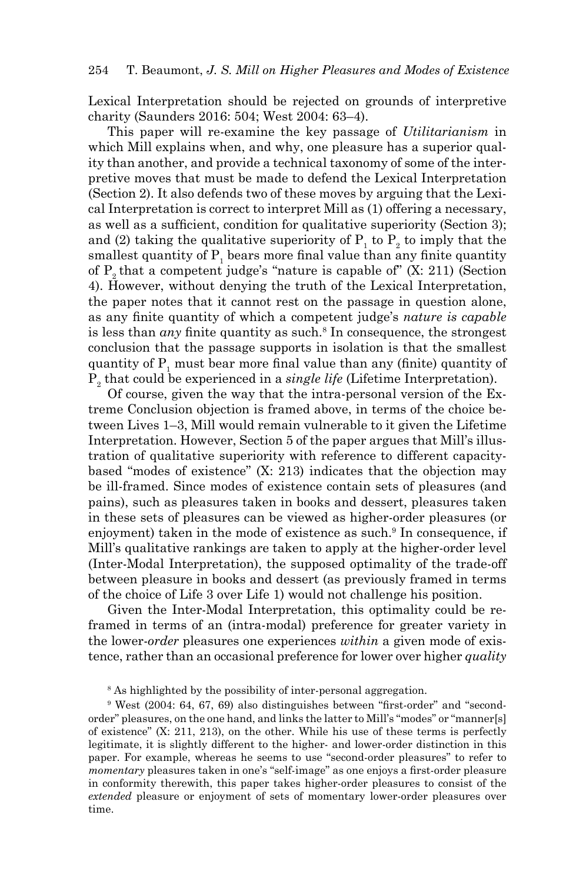Lexical Interpretation should be rejected on grounds of interpretive charity (Saunders 2016: 504; West 2004: 63–4).

This paper will re-examine the key passage of *Utilitarianism* in which Mill explains when, and why, one pleasure has a superior quality than another, and provide a technical taxonomy of some of the interpretive moves that must be made to defend the Lexical Interpretation (Section 2). It also defends two of these moves by arguing that the Lexical Interpretation is correct to interpret Mill as (1) offering a necessary, as well as a sufficient, condition for qualitative superiority (Section 3); and (2) taking the qualitative superiority of $P_1$ to $P_2$ to imply that the smallest quantity of $P_1$ bears more final value than any finite quantity of $P_2$ that a competent judge's "nature is capable of" (X: 211) (Section 4). However, without denying the truth of the Lexical Interpretation, the paper notes that it cannot rest on the passage in question alone, as any finite quantity of which a competent judge's *nature is capable* is less than *any* finite quantity as such.[8] In consequence, the strongest conclusion that the passage supports in isolation is that the smallest quantity of $P_1$ must bear more final value than any (finite) quantity of $P_2$ that could be experienced in a *single life* (Lifetime Interpretation).

Of course, given the way that the intra-personal version of the Extreme Conclusion objection is framed above, in terms of the choice between Lives 1–3, Mill would remain vulnerable to it given the Lifetime Interpretation. However, Section 5 of the paper argues that Mill's illustration of qualitative superiority with reference to different capacity-based "modes of existence" (X: 213) indicates that the objection may be ill-framed. Since modes of existence contain sets of pleasures (and pains), such as pleasures taken in books and dessert, pleasures taken in these sets of pleasures can be viewed as higher-order pleasures (or enjoyment) taken in the mode of existence as such.[9] In consequence, if Mill's qualitative rankings are taken to apply at the higher-order level (Inter-Modal Interpretation), the supposed optimality of the trade-off between pleasure in books and dessert (as previously framed in terms of the choice of Life 3 over Life 1) would not challenge his position.

Given the Inter-Modal Interpretation, this optimality could be reframed in terms of an (intra-modal) preference for greater variety in the lower-*order* pleasures one experiences *within* a given mode of existence, rather than an occasional preference for lower over higher *quality*

[8] As highlighted by the possibility of inter-personal aggregation.

[9] West (2004: 64, 67, 69) also distinguishes between "first-order" and "second-order" pleasures, on the one hand, and links the latter to Mill's "modes" or "manner[s] of existence" (X: 211, 213), on the other. While his use of these terms is perfectly legitimate, it is slightly different to the higher- and lower-order distinction in this paper. For example, whereas he seems to use "second-order pleasures" to refer to *momentary* pleasures taken in one's "self-image" as one enjoys a first-order pleasure in conformity therewith, this paper takes higher-order pleasures to consist of the *extended* pleasure or enjoyment of sets of momentary lower-order pleasures over time.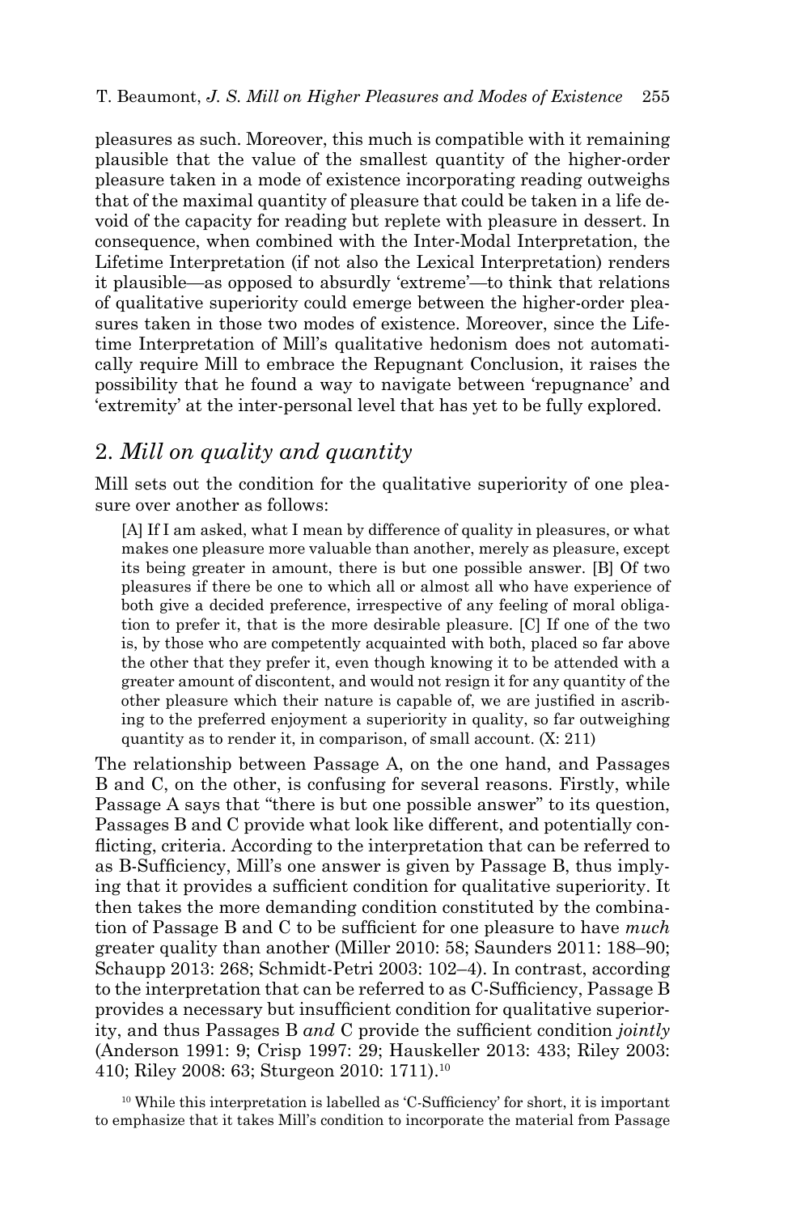pleasures as such. Moreover, this much is compatible with it remaining plausible that the value of the smallest quantity of the higher-order pleasure taken in a mode of existence incorporating reading outweighs that of the maximal quantity of pleasure that could be taken in a life devoid of the capacity for reading but replete with pleasure in dessert. In consequence, when combined with the Inter-Modal Interpretation, the Lifetime Interpretation (if not also the Lexical Interpretation) renders it plausible—as opposed to absurdly 'extreme'—to think that relations of qualitative superiority could emerge between the higher-order pleasures taken in those two modes of existence. Moreover, since the Lifetime Interpretation of Mill's qualitative hedonism does not automatically require Mill to embrace the Repugnant Conclusion, it raises the possibility that he found a way to navigate between 'repugnance' and 'extremity' at the inter-personal level that has yet to be fully explored.

## 2. *Mill on quality and quantity*

Mill sets out the condition for the qualitative superiority of one pleasure over another as follows:

> [A] If I am asked, what I mean by difference of quality in pleasures, or what makes one pleasure more valuable than another, merely as pleasure, except its being greater in amount, there is but one possible answer. [B] Of two pleasures if there be one to which all or almost all who have experience of both give a decided preference, irrespective of any feeling of moral obligation to prefer it, that is the more desirable pleasure. [C] If one of the two is, by those who are competently acquainted with both, placed so far above the other that they prefer it, even though knowing it to be attended with a greater amount of discontent, and would not resign it for any quantity of the other pleasure which their nature is capable of, we are justified in ascribing to the preferred enjoyment a superiority in quality, so far outweighing quantity as to render it, in comparison, of small account. (X: 211)

The relationship between Passage A, on the one hand, and Passages B and C, on the other, is confusing for several reasons. Firstly, while Passage A says that "there is but one possible answer" to its question, Passages B and C provide what look like different, and potentially conflicting, criteria. According to the interpretation that can be referred to as B-Sufficiency, Mill's one answer is given by Passage B, thus implying that it provides a sufficient condition for qualitative superiority. It then takes the more demanding condition constituted by the combination of Passage B and C to be sufficient for one pleasure to have *much* greater quality than another (Miller 2010: 58; Saunders 2011: 188–90; Schaupp 2013: 268; Schmidt-Petri 2003: 102–4). In contrast, according to the interpretation that can be referred to as C-Sufficiency, Passage B provides a necessary but insufficient condition for qualitative superiority, and thus Passages B *and* C provide the sufficient condition *jointly* (Anderson 1991: 9; Crisp 1997: 29; Hauskeller 2013: 433; Riley 2003: 410; Riley 2008: 63; Sturgeon 2010: 1711).[10]

[10] While this interpretation is labelled as 'C-Sufficiency' for short, it is important to emphasize that it takes Mill's condition to incorporate the material from Passage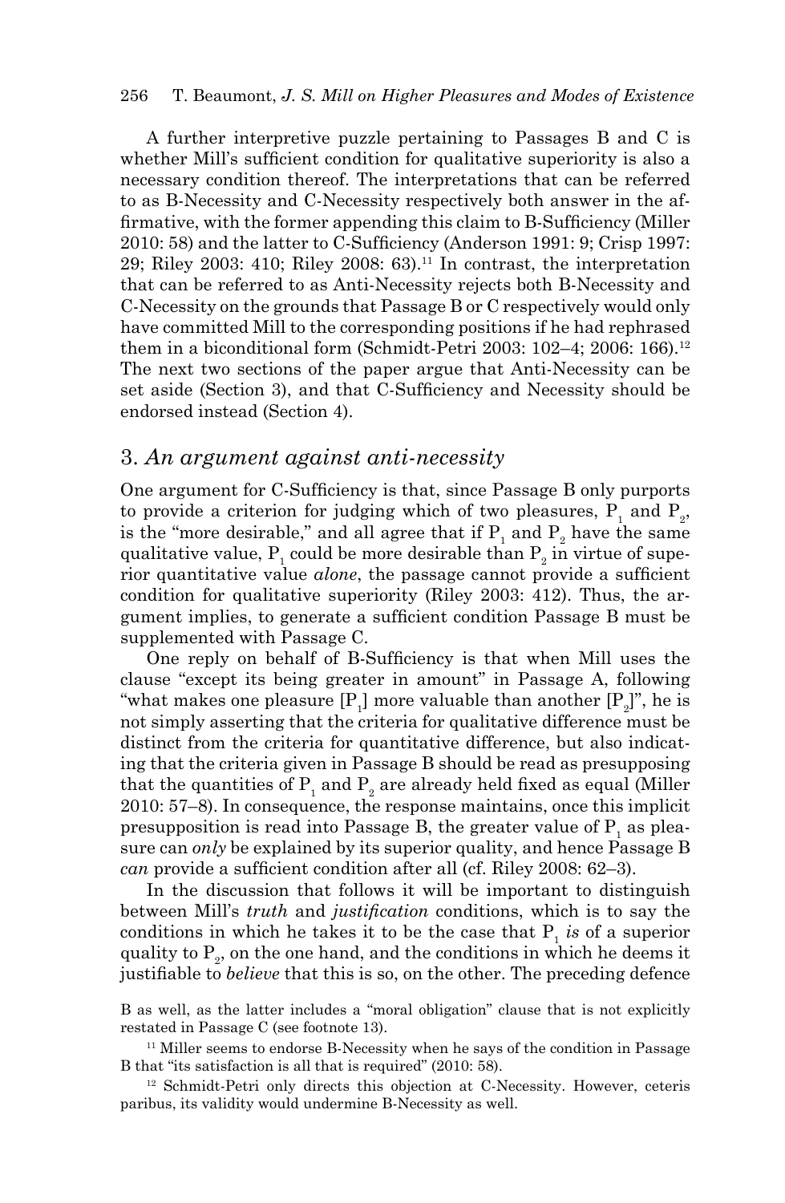A further interpretive puzzle pertaining to Passages B and C is whether Mill's sufficient condition for qualitative superiority is also a necessary condition thereof. The interpretations that can be referred to as B-Necessity and C-Necessity respectively both answer in the affirmative, with the former appending this claim to B-Sufficiency (Miller 2010: 58) and the latter to C-Sufficiency (Anderson 1991: 9; Crisp 1997: 29; Riley 2003: 410; Riley 2008: 63).[11] In contrast, the interpretation that can be referred to as Anti-Necessity rejects both B-Necessity and C-Necessity on the grounds that Passage B or C respectively would only have committed Mill to the corresponding positions if he had rephrased them in a biconditional form (Schmidt-Petri 2003: 102–4; 2006: 166).[12] The next two sections of the paper argue that Anti-Necessity can be set aside (Section 3), and that C-Sufficiency and Necessity should be endorsed instead (Section 4).

## 3. *An argument against anti-necessity*

One argument for C-Sufficiency is that, since Passage B only purports to provide a criterion for judging which of two pleasures, $P_1$ and $P_2$, is the "more desirable," and all agree that if $P_1$ and $P_2$ have the same qualitative value, $P_1$ could be more desirable than $P_2$ in virtue of superior quantitative value *alone*, the passage cannot provide a sufficient condition for qualitative superiority (Riley 2003: 412). Thus, the argument implies, to generate a sufficient condition Passage B must be supplemented with Passage C.

One reply on behalf of B-Sufficiency is that when Mill uses the clause "except its being greater in amount" in Passage A, following "what makes one pleasure [$P_1$] more valuable than another [$P_2$]", he is not simply asserting that the criteria for qualitative difference must be distinct from the criteria for quantitative difference, but also indicating that the criteria given in Passage B should be read as presupposing that the quantities of $P_1$ and $P_2$ are already held fixed as equal (Miller 2010: 57–8). In consequence, the response maintains, once this implicit presupposition is read into Passage B, the greater value of $P_1$ as pleasure can *only* be explained by its superior quality, and hence Passage B *can* provide a sufficient condition after all (cf. Riley 2008: 62–3).

In the discussion that follows it will be important to distinguish between Mill's *truth* and *justification* conditions, which is to say the conditions in which he takes it to be the case that $P_1$ *is* of a superior quality to $P_2$, on the one hand, and the conditions in which he deems it justifiable to *believe* that this is so, on the other. The preceding defence

B as well, as the latter includes a "moral obligation" clause that is not explicitly restated in Passage C (see footnote 13).

[11] Miller seems to endorse B-Necessity when he says of the condition in Passage B that "its satisfaction is all that is required" (2010: 58).

[12] Schmidt-Petri only directs this objection at C-Necessity. However, ceteris paribus, its validity would undermine B-Necessity as well.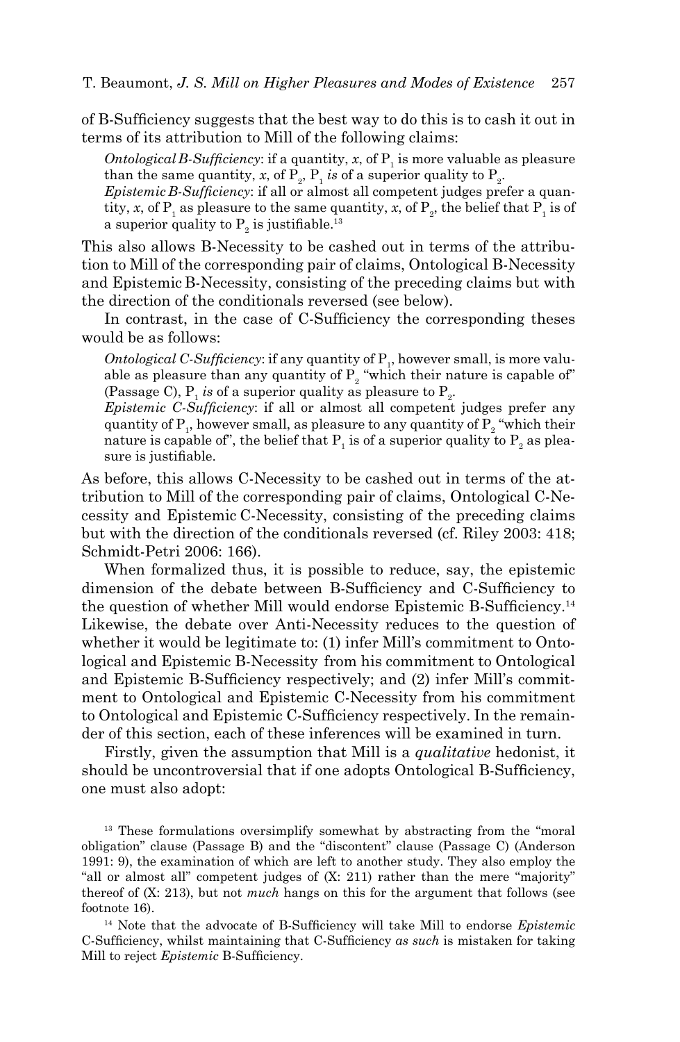of B-Sufficiency suggests that the best way to do this is to cash it out in terms of its attribution to Mill of the following claims:

> *Ontological B-Sufficiency*: if a quantity, *x*, of $P_1$ is more valuable as pleasure than the same quantity, *x*, of $P_2$, $P_1$ *is* of a superior quality to $P_2$.
> *Epistemic B-Sufficiency*: if all or almost all competent judges prefer a quantity, *x*, of $P_1$ as pleasure to the same quantity, *x*, of $P_2$, the belief that $P_1$ is of a superior quality to $P_2$ is justifiable.[13]

This also allows B-Necessity to be cashed out in terms of the attribution to Mill of the corresponding pair of claims, Ontological B-Necessity and Epistemic B-Necessity, consisting of the preceding claims but with the direction of the conditionals reversed (see below).

In contrast, in the case of C-Sufficiency the corresponding theses would be as follows:

> *Ontological C-Sufficiency*: if any quantity of $P_1$, however small, is more valuable as pleasure than any quantity of $P_2$ "which their nature is capable of" (Passage C), $P_1$ *is* of a superior quality as pleasure to $P_2$.
> *Epistemic C-Sufficiency*: if all or almost all competent judges prefer any quantity of $P_1$, however small, as pleasure to any quantity of $P_2$ "which their nature is capable of", the belief that $P_1$ is of a superior quality to $P_2$ as pleasure is justifiable.

As before, this allows C-Necessity to be cashed out in terms of the attribution to Mill of the corresponding pair of claims, Ontological C-Necessity and Epistemic C-Necessity, consisting of the preceding claims but with the direction of the conditionals reversed (cf. Riley 2003: 418; Schmidt-Petri 2006: 166).

When formalized thus, it is possible to reduce, say, the epistemic dimension of the debate between B-Sufficiency and C-Sufficiency to the question of whether Mill would endorse Epistemic B-Sufficiency.[14] Likewise, the debate over Anti-Necessity reduces to the question of whether it would be legitimate to: (1) infer Mill's commitment to Ontological and Epistemic B-Necessity from his commitment to Ontological and Epistemic B-Sufficiency respectively; and (2) infer Mill's commitment to Ontological and Epistemic C-Necessity from his commitment to Ontological and Epistemic C-Sufficiency respectively. In the remainder of this section, each of these inferences will be examined in turn.

Firstly, given the assumption that Mill is a *qualitative* hedonist, it should be uncontroversial that if one adopts Ontological B-Sufficiency, one must also adopt:

[13] These formulations oversimplify somewhat by abstracting from the "moral obligation" clause (Passage B) and the "discontent" clause (Passage C) (Anderson 1991: 9), the examination of which are left to another study. They also employ the "all or almost all" competent judges of (X: 211) rather than the mere "majority" thereof of (X: 213), but not *much* hangs on this for the argument that follows (see footnote 16).

[14] Note that the advocate of B-Sufficiency will take Mill to endorse *Epistemic* C-Sufficiency, whilst maintaining that C-Sufficiency *as such* is mistaken for taking Mill to reject *Epistemic* B-Sufficiency.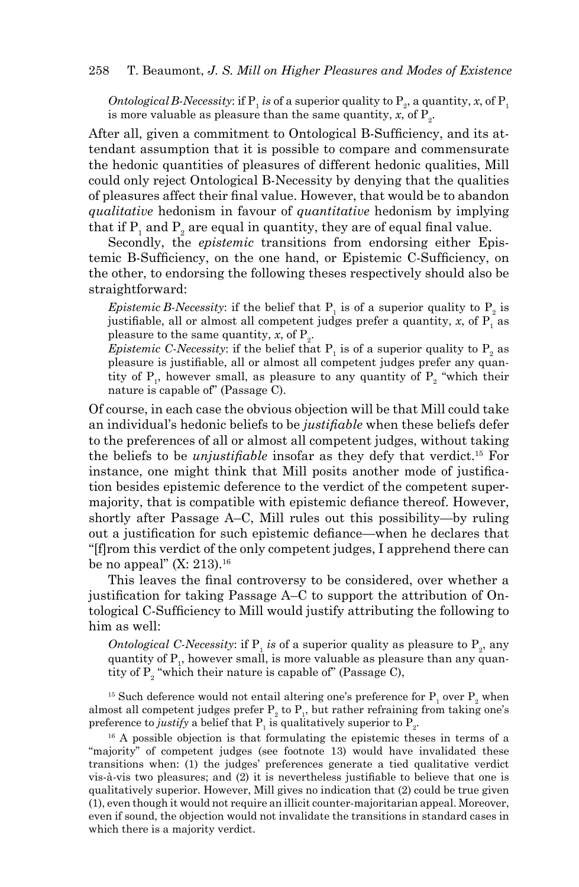*Ontological B-Necessity*: if $P_1$ *is* of a superior quality to $P_2$, a quantity, $x$, of $P_1$ is more valuable as pleasure than the same quantity, $x$, of $P_2$.

After all, given a commitment to Ontological B-Sufficiency, and its attendant assumption that it is possible to compare and commensurate the hedonic quantities of pleasures of different hedonic qualities, Mill could only reject Ontological B-Necessity by denying that the qualities of pleasures affect their final value. However, that would be to abandon *qualitative* hedonism in favour of *quantitative* hedonism by implying that if $P_1$ and $P_2$ are equal in quantity, they are of equal final value.

Secondly, the *epistemic* transitions from endorsing either Epistemic B-Sufficiency, on the one hand, or Epistemic C-Sufficiency, on the other, to endorsing the following theses respectively should also be straightforward:

*Epistemic B-Necessity*: if the belief that $P_1$ is of a superior quality to $P_2$ is justifiable, all or almost all competent judges prefer a quantity, $x$, of $P_1$ as pleasure to the same quantity, $x$, of $P_2$.

*Epistemic C-Necessity*: if the belief that $P_1$ is of a superior quality to $P_2$ as pleasure is justifiable, all or almost all competent judges prefer any quantity of $P_1$, however small, as pleasure to any quantity of $P_2$ "which their nature is capable of" (Passage C).

Of course, in each case the obvious objection will be that Mill could take an individual's hedonic beliefs to be *justifiable* when these beliefs defer to the preferences of all or almost all competent judges, without taking the beliefs to be *unjustifiable* insofar as they defy that verdict.[15] For instance, one might think that Mill posits another mode of justification besides epistemic deference to the verdict of the competent supermajority, that is compatible with epistemic defiance thereof. However, shortly after Passage A–C, Mill rules out this possibility—by ruling out a justification for such epistemic defiance—when he declares that "[f]rom this verdict of the only competent judges, I apprehend there can be no appeal" (X: 213).[16]

This leaves the final controversy to be considered, over whether a justification for taking Passage A–C to support the attribution of Ontological C-Sufficiency to Mill would justify attributing the following to him as well:

*Ontological C-Necessity*: if $P_1$ *is* of a superior quality as pleasure to $P_2$, any quantity of $P_1$, however small, is more valuable as pleasure than any quantity of $P_2$ "which their nature is capable of" (Passage C),

[15] Such deference would not entail altering one's preference for $P_1$ over $P_2$ when almost all competent judges prefer $P_2$ to $P_1$, but rather refraining from taking one's preference to *justify* a belief that $P_1$ is qualitatively superior to $P_2$.

[16] A possible objection is that formulating the epistemic theses in terms of a "majority" of competent judges (see footnote 13) would have invalidated these transitions when: (1) the judges' preferences generate a tied qualitative verdict vis-à-vis two pleasures; and (2) it is nevertheless justifiable to believe that one is qualitatively superior. However, Mill gives no indication that (2) could be true given (1), even though it would not require an illicit counter-majoritarian appeal. Moreover, even if sound, the objection would not invalidate the transitions in standard cases in which there is a majority verdict.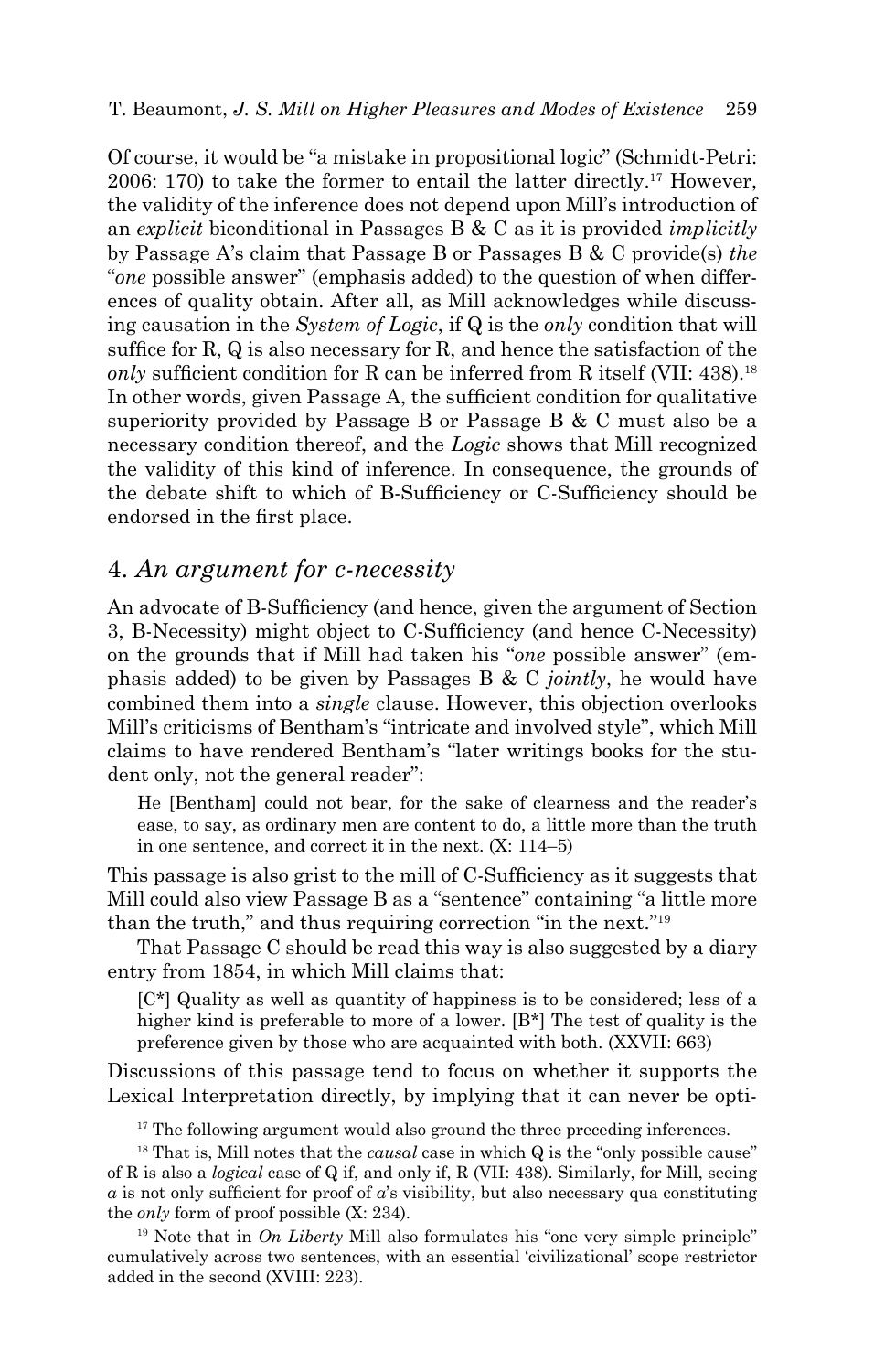Of course, it would be "a mistake in propositional logic" (Schmidt-Petri: 2006: 170) to take the former to entail the latter directly.[17] However, the validity of the inference does not depend upon Mill's introduction of an *explicit* biconditional in Passages B & C as it is provided *implicitly* by Passage A's claim that Passage B or Passages B & C provide(s) *the* "*one* possible answer" (emphasis added) to the question of when differences of quality obtain. After all, as Mill acknowledges while discussing causation in the *System of Logic*, if Q is the *only* condition that will suffice for R, Q is also necessary for R, and hence the satisfaction of the *only* sufficient condition for R can be inferred from R itself (VII: 438).[18] In other words, given Passage A, the sufficient condition for qualitative superiority provided by Passage B or Passage B & C must also be a necessary condition thereof, and the *Logic* shows that Mill recognized the validity of this kind of inference. In consequence, the grounds of the debate shift to which of B-Sufficiency or C-Sufficiency should be endorsed in the first place.

## 4. *An argument for c-necessity*

An advocate of B-Sufficiency (and hence, given the argument of Section 3, B-Necessity) might object to C-Sufficiency (and hence C-Necessity) on the grounds that if Mill had taken his "*one* possible answer" (emphasis added) to be given by Passages B & C *jointly*, he would have combined them into a *single* clause. However, this objection overlooks Mill's criticisms of Bentham's "intricate and involved style", which Mill claims to have rendered Bentham's "later writings books for the student only, not the general reader":

> He [Bentham] could not bear, for the sake of clearness and the reader's ease, to say, as ordinary men are content to do, a little more than the truth in one sentence, and correct it in the next. (X: 114–5)

This passage is also grist to the mill of C-Sufficiency as it suggests that Mill could also view Passage B as a "sentence" containing "a little more than the truth," and thus requiring correction "in the next."[19]

That Passage C should be read this way is also suggested by a diary entry from 1854, in which Mill claims that:

> [C*] Quality as well as quantity of happiness is to be considered; less of a higher kind is preferable to more of a lower. [B*] The test of quality is the preference given by those who are acquainted with both. (XXVII: 663)

Discussions of this passage tend to focus on whether it supports the Lexical Interpretation directly, by implying that it can never be opti-

[17] The following argument would also ground the three preceding inferences.

[18] That is, Mill notes that the *causal* case in which Q is the "only possible cause" of R is also a *logical* case of Q if, and only if, R (VII: 438). Similarly, for Mill, seeing *a* is not only sufficient for proof of *a*'s visibility, but also necessary qua constituting the *only* form of proof possible (X: 234).

[19] Note that in *On Liberty* Mill also formulates his "one very simple principle" cumulatively across two sentences, with an essential 'civilizational' scope restrictor added in the second (XVIII: 223).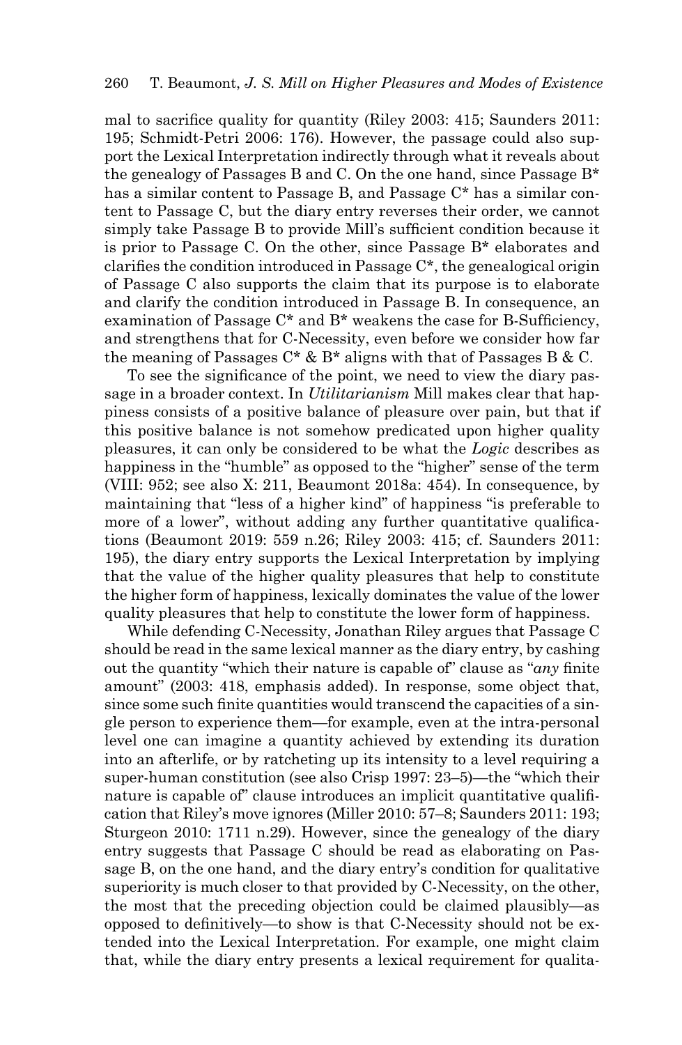mal to sacrifice quality for quantity (Riley 2003: 415; Saunders 2011: 195; Schmidt-Petri 2006: 176). However, the passage could also support the Lexical Interpretation indirectly through what it reveals about the genealogy of Passages B and C. On the one hand, since Passage B* has a similar content to Passage B, and Passage C* has a similar content to Passage C, but the diary entry reverses their order, we cannot simply take Passage B to provide Mill's sufficient condition because it is prior to Passage C. On the other, since Passage B* elaborates and clarifies the condition introduced in Passage C*, the genealogical origin of Passage C also supports the claim that its purpose is to elaborate and clarify the condition introduced in Passage B. In consequence, an examination of Passage C* and B* weakens the case for B-Sufficiency, and strengthens that for C-Necessity, even before we consider how far the meaning of Passages C* & B* aligns with that of Passages B & C.

To see the significance of the point, we need to view the diary passage in a broader context. In *Utilitarianism* Mill makes clear that happiness consists of a positive balance of pleasure over pain, but that if this positive balance is not somehow predicated upon higher quality pleasures, it can only be considered to be what the *Logic* describes as happiness in the "humble" as opposed to the "higher" sense of the term (VIII: 952; see also X: 211, Beaumont 2018a: 454). In consequence, by maintaining that "less of a higher kind" of happiness "is preferable to more of a lower", without adding any further quantitative qualifications (Beaumont 2019: 559 n.26; Riley 2003: 415; cf. Saunders 2011: 195), the diary entry supports the Lexical Interpretation by implying that the value of the higher quality pleasures that help to constitute the higher form of happiness, lexically dominates the value of the lower quality pleasures that help to constitute the lower form of happiness.

While defending C-Necessity, Jonathan Riley argues that Passage C should be read in the same lexical manner as the diary entry, by cashing out the quantity "which their nature is capable of" clause as "*any* finite amount" (2003: 418, emphasis added). In response, some object that, since some such finite quantities would transcend the capacities of a single person to experience them—for example, even at the intra-personal level one can imagine a quantity achieved by extending its duration into an afterlife, or by ratcheting up its intensity to a level requiring a super-human constitution (see also Crisp 1997: 23–5)—the "which their nature is capable of" clause introduces an implicit quantitative qualification that Riley's move ignores (Miller 2010: 57–8; Saunders 2011: 193; Sturgeon 2010: 1711 n.29). However, since the genealogy of the diary entry suggests that Passage C should be read as elaborating on Passage B, on the one hand, and the diary entry's condition for qualitative superiority is much closer to that provided by C-Necessity, on the other, the most that the preceding objection could be claimed plausibly—as opposed to definitively—to show is that C-Necessity should not be extended into the Lexical Interpretation. For example, one might claim that, while the diary entry presents a lexical requirement for qualita-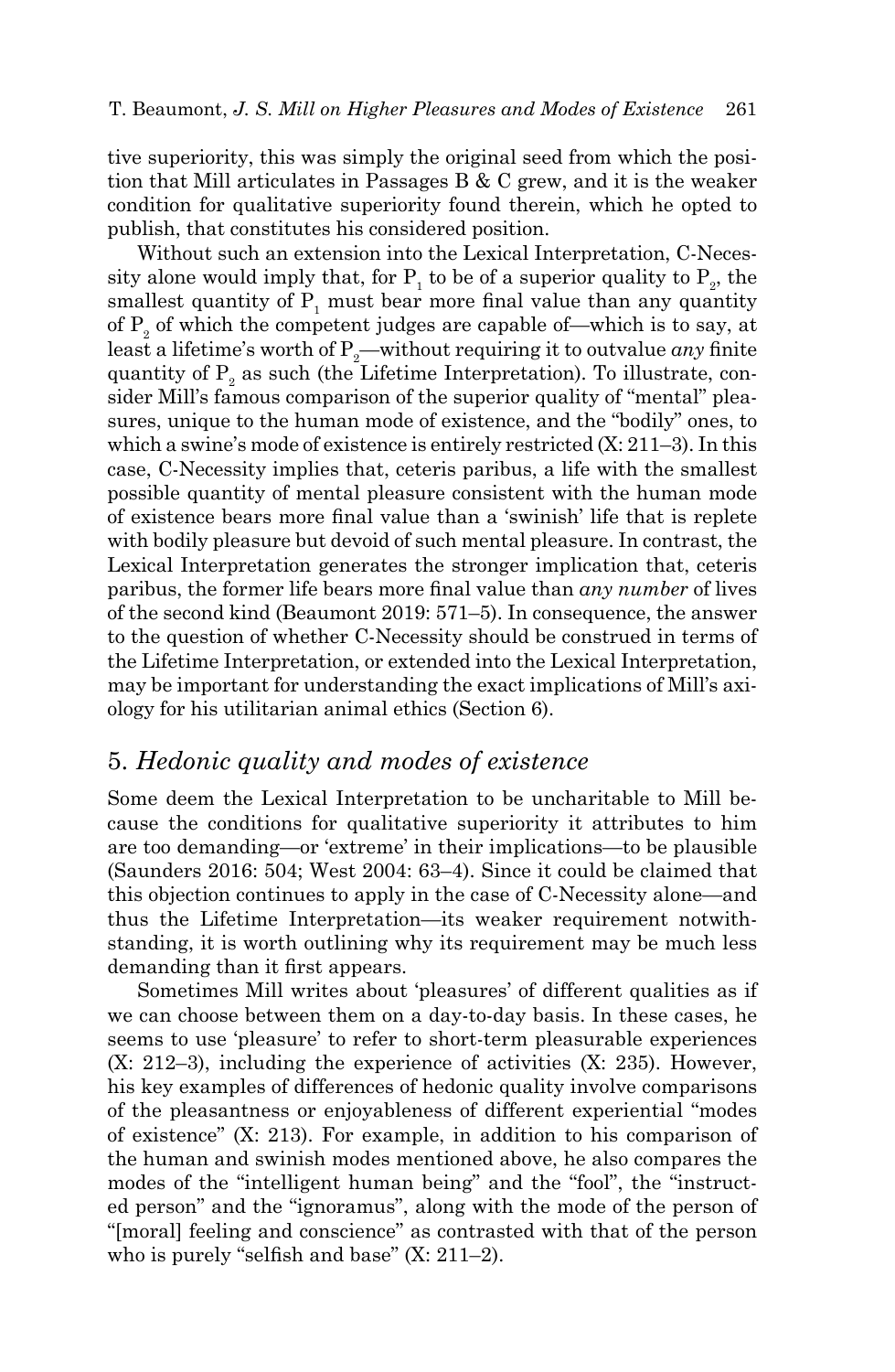tive superiority, this was simply the original seed from which the position that Mill articulates in Passages B & C grew, and it is the weaker condition for qualitative superiority found therein, which he opted to publish, that constitutes his considered position.

Without such an extension into the Lexical Interpretation, C-Necessity alone would imply that, for $P_1$ to be of a superior quality to $P_2$, the smallest quantity of $P_1$ must bear more final value than any quantity of $P_2$ of which the competent judges are capable of—which is to say, at least a lifetime's worth of $P_2$—without requiring it to outvalue *any* finite quantity of $P_2$ as such (the Lifetime Interpretation). To illustrate, consider Mill's famous comparison of the superior quality of "mental" pleasures, unique to the human mode of existence, and the "bodily" ones, to which a swine's mode of existence is entirely restricted (X: 211–3). In this case, C-Necessity implies that, ceteris paribus, a life with the smallest possible quantity of mental pleasure consistent with the human mode of existence bears more final value than a 'swinish' life that is replete with bodily pleasure but devoid of such mental pleasure. In contrast, the Lexical Interpretation generates the stronger implication that, ceteris paribus, the former life bears more final value than *any number* of lives of the second kind (Beaumont 2019: 571–5). In consequence, the answer to the question of whether C-Necessity should be construed in terms of the Lifetime Interpretation, or extended into the Lexical Interpretation, may be important for understanding the exact implications of Mill's axiology for his utilitarian animal ethics (Section 6).

## 5. *Hedonic quality and modes of existence*

Some deem the Lexical Interpretation to be uncharitable to Mill because the conditions for qualitative superiority it attributes to him are too demanding—or 'extreme' in their implications—to be plausible (Saunders 2016: 504; West 2004: 63–4). Since it could be claimed that this objection continues to apply in the case of C-Necessity alone—and thus the Lifetime Interpretation—its weaker requirement notwithstanding, it is worth outlining why its requirement may be much less demanding than it first appears.

Sometimes Mill writes about 'pleasures' of different qualities as if we can choose between them on a day-to-day basis. In these cases, he seems to use 'pleasure' to refer to short-term pleasurable experiences (X: 212–3), including the experience of activities (X: 235). However, his key examples of differences of hedonic quality involve comparisons of the pleasantness or enjoyableness of different experiential "modes of existence" (X: 213). For example, in addition to his comparison of the human and swinish modes mentioned above, he also compares the modes of the "intelligent human being" and the "fool", the "instructed person" and the "ignoramus", along with the mode of the person of "[moral] feeling and conscience" as contrasted with that of the person who is purely "selfish and base" (X: 211–2).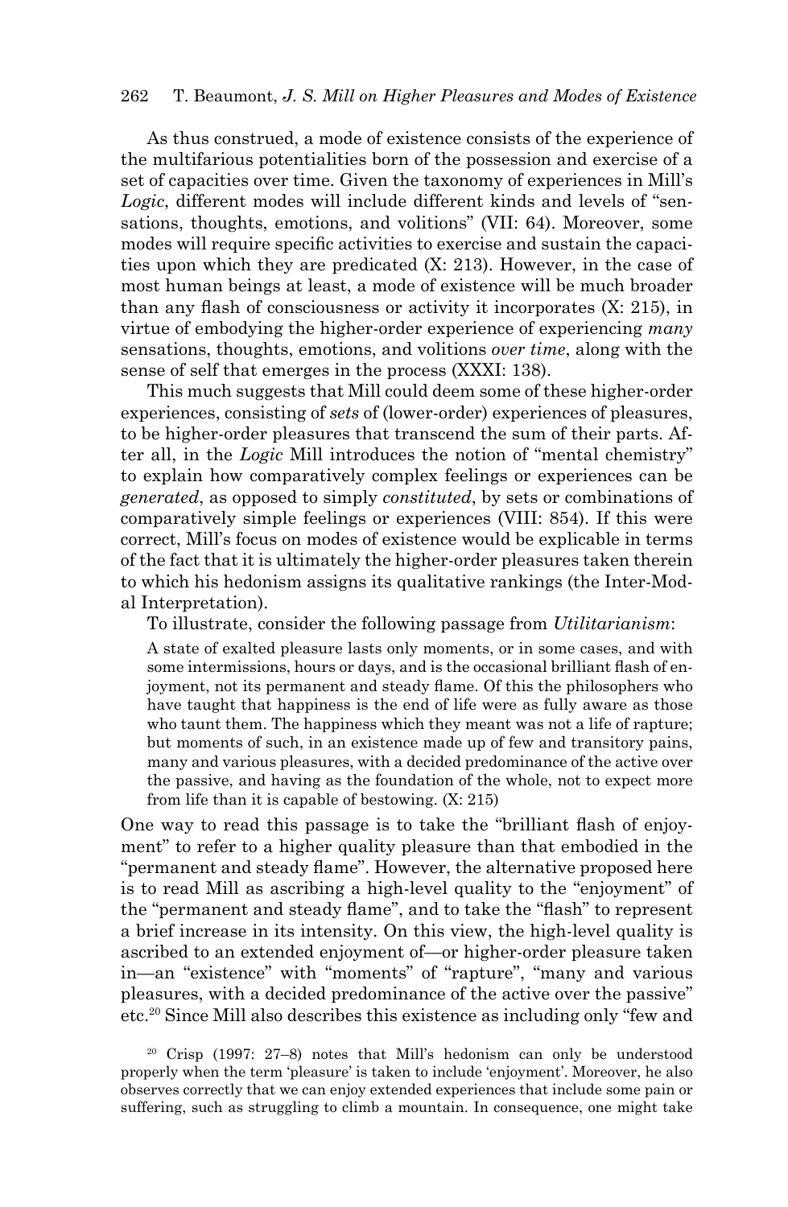As thus construed, a mode of existence consists of the experience of the multifarious potentialities born of the possession and exercise of a set of capacities over time. Given the taxonomy of experiences in Mill's *Logic*, different modes will include different kinds and levels of "sensations, thoughts, emotions, and volitions" (VII: 64). Moreover, some modes will require specific activities to exercise and sustain the capacities upon which they are predicated (X: 213). However, in the case of most human beings at least, a mode of existence will be much broader than any flash of consciousness or activity it incorporates (X: 215), in virtue of embodying the higher-order experience of experiencing *many* sensations, thoughts, emotions, and volitions *over time*, along with the sense of self that emerges in the process (XXXI: 138).

This much suggests that Mill could deem some of these higher-order experiences, consisting of *sets* of (lower-order) experiences of pleasures, to be higher-order pleasures that transcend the sum of their parts. After all, in the *Logic* Mill introduces the notion of "mental chemistry" to explain how comparatively complex feelings or experiences can be *generated*, as opposed to simply *constituted*, by sets or combinations of comparatively simple feelings or experiences (VIII: 854). If this were correct, Mill's focus on modes of existence would be explicable in terms of the fact that it is ultimately the higher-order pleasures taken therein to which his hedonism assigns its qualitative rankings (the Inter-Modal Interpretation).

To illustrate, consider the following passage from *Utilitarianism*:

> A state of exalted pleasure lasts only moments, or in some cases, and with some intermissions, hours or days, and is the occasional brilliant flash of enjoyment, not its permanent and steady flame. Of this the philosophers who have taught that happiness is the end of life were as fully aware as those who taunt them. The happiness which they meant was not a life of rapture; but moments of such, in an existence made up of few and transitory pains, many and various pleasures, with a decided predominance of the active over the passive, and having as the foundation of the whole, not to expect more from life than it is capable of bestowing. (X: 215)

One way to read this passage is to take the "brilliant flash of enjoyment" to refer to a higher quality pleasure than that embodied in the "permanent and steady flame". However, the alternative proposed here is to read Mill as ascribing a high-level quality to the "enjoyment" of the "permanent and steady flame", and to take the "flash" to represent a brief increase in its intensity. On this view, the high-level quality is ascribed to an extended enjoyment of—or higher-order pleasure taken in—an "existence" with "moments" of "rapture", "many and various pleasures, with a decided predominance of the active over the passive" etc.[20] Since Mill also describes this existence as including only "few and

[20] Crisp (1997: 27–8) notes that Mill's hedonism can only be understood properly when the term 'pleasure' is taken to include 'enjoyment'. Moreover, he also observes correctly that we can enjoy extended experiences that include some pain or suffering, such as struggling to climb a mountain. In consequence, one might take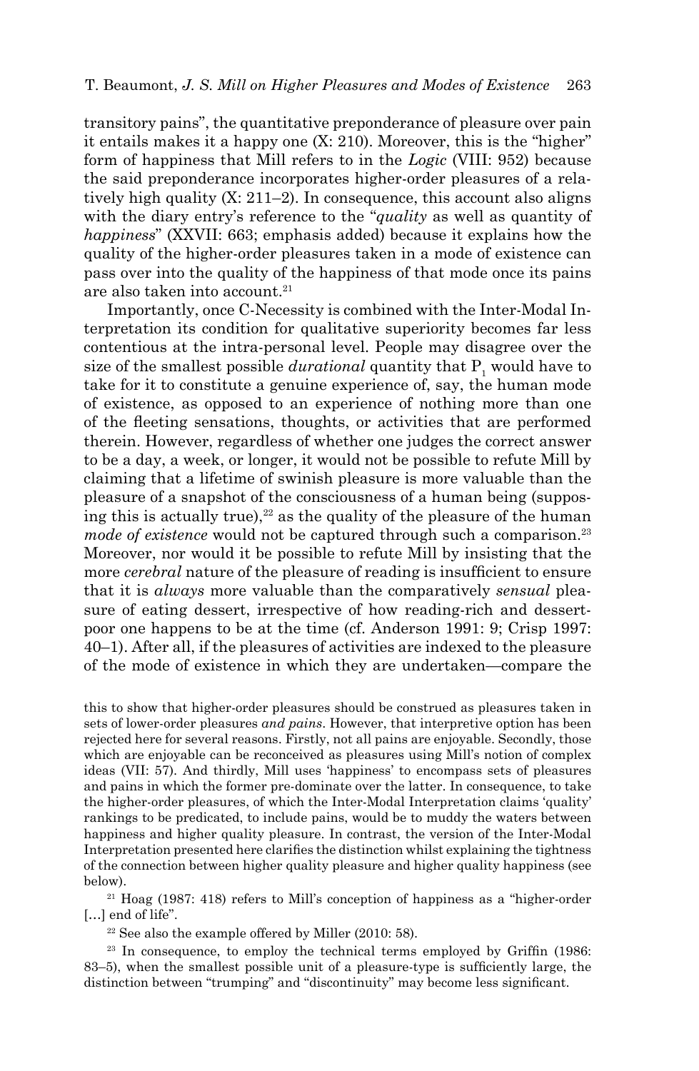transitory pains", the quantitative preponderance of pleasure over pain it entails makes it a happy one (X: 210). Moreover, this is the "higher" form of happiness that Mill refers to in the *Logic* (VIII: 952) because the said preponderance incorporates higher-order pleasures of a relatively high quality (X: 211–2). In consequence, this account also aligns with the diary entry's reference to the "*quality* as well as quantity of *happiness*" (XXVII: 663; emphasis added) because it explains how the quality of the higher-order pleasures taken in a mode of existence can pass over into the quality of the happiness of that mode once its pains are also taken into account.[21]

Importantly, once C-Necessity is combined with the Inter-Modal Interpretation its condition for qualitative superiority becomes far less contentious at the intra-personal level. People may disagree over the size of the smallest possible *durational* quantity that $P_1$ would have to take for it to constitute a genuine experience of, say, the human mode of existence, as opposed to an experience of nothing more than one of the fleeting sensations, thoughts, or activities that are performed therein. However, regardless of whether one judges the correct answer to be a day, a week, or longer, it would not be possible to refute Mill by claiming that a lifetime of swinish pleasure is more valuable than the pleasure of a snapshot of the consciousness of a human being (supposing this is actually true),[22] as the quality of the pleasure of the human *mode of existence* would not be captured through such a comparison.[23] Moreover, nor would it be possible to refute Mill by insisting that the more *cerebral* nature of the pleasure of reading is insufficient to ensure that it is *always* more valuable than the comparatively *sensual* pleasure of eating dessert, irrespective of how reading-rich and dessert-poor one happens to be at the time (cf. Anderson 1991: 9; Crisp 1997: 40–1). After all, if the pleasures of activities are indexed to the pleasure of the mode of existence in which they are undertaken—compare the

this to show that higher-order pleasures should be construed as pleasures taken in sets of lower-order pleasures *and pains*. However, that interpretive option has been rejected here for several reasons. Firstly, not all pains are enjoyable. Secondly, those which are enjoyable can be reconceived as pleasures using Mill's notion of complex ideas (VII: 57). And thirdly, Mill uses 'happiness' to encompass sets of pleasures and pains in which the former pre-dominate over the latter. In consequence, to take the higher-order pleasures, of which the Inter-Modal Interpretation claims 'quality' rankings to be predicated, to include pains, would be to muddy the waters between happiness and higher quality pleasure. In contrast, the version of the Inter-Modal Interpretation presented here clarifies the distinction whilst explaining the tightness of the connection between higher quality pleasure and higher quality happiness (see below).

[21] Hoag (1987: 418) refers to Mill's conception of happiness as a "higher-order [...] end of life".

[22] See also the example offered by Miller (2010: 58).

[23] In consequence, to employ the technical terms employed by Griffin (1986: 83–5), when the smallest possible unit of a pleasure-type is sufficiently large, the distinction between "trumping" and "discontinuity" may become less significant.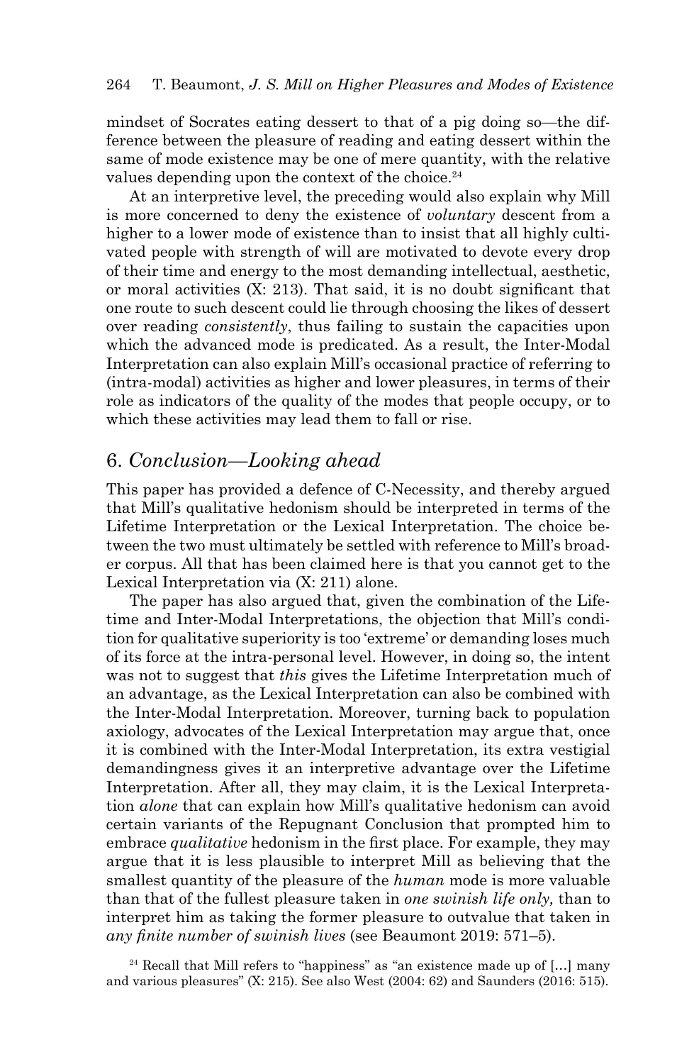mindset of Socrates eating dessert to that of a pig doing so—the difference between the pleasure of reading and eating dessert within the same of mode existence may be one of mere quantity, with the relative values depending upon the context of the choice.[24]

At an interpretive level, the preceding would also explain why Mill is more concerned to deny the existence of *voluntary* descent from a higher to a lower mode of existence than to insist that all highly cultivated people with strength of will are motivated to devote every drop of their time and energy to the most demanding intellectual, aesthetic, or moral activities (X: 213). That said, it is no doubt significant that one route to such descent could lie through choosing the likes of dessert over reading *consistently*, thus failing to sustain the capacities upon which the advanced mode is predicated. As a result, the Inter-Modal Interpretation can also explain Mill's occasional practice of referring to (intra-modal) activities as higher and lower pleasures, in terms of their role as indicators of the quality of the modes that people occupy, or to which these activities may lead them to fall or rise.

## 6. *Conclusion—Looking ahead*

This paper has provided a defence of C-Necessity, and thereby argued that Mill's qualitative hedonism should be interpreted in terms of the Lifetime Interpretation or the Lexical Interpretation. The choice between the two must ultimately be settled with reference to Mill's broader corpus. All that has been claimed here is that you cannot get to the Lexical Interpretation via (X: 211) alone.

The paper has also argued that, given the combination of the Lifetime and Inter-Modal Interpretations, the objection that Mill's condition for qualitative superiority is too 'extreme' or demanding loses much of its force at the intra-personal level. However, in doing so, the intent was not to suggest that *this* gives the Lifetime Interpretation much of an advantage, as the Lexical Interpretation can also be combined with the Inter-Modal Interpretation. Moreover, turning back to population axiology, advocates of the Lexical Interpretation may argue that, once it is combined with the Inter-Modal Interpretation, its extra vestigial demandingness gives it an interpretive advantage over the Lifetime Interpretation. After all, they may claim, it is the Lexical Interpretation *alone* that can explain how Mill's qualitative hedonism can avoid certain variants of the Repugnant Conclusion that prompted him to embrace *qualitative* hedonism in the first place. For example, they may argue that it is less plausible to interpret Mill as believing that the smallest quantity of the pleasure of the *human* mode is more valuable than that of the fullest pleasure taken in *one swinish life only,* than to interpret him as taking the former pleasure to outvalue that taken in *any finite number of swinish lives* (see Beaumont 2019: 571–5).

[24] Recall that Mill refers to "happiness" as "an existence made up of [...] many and various pleasures" (X: 215). See also West (2004: 62) and Saunders (2016: 515).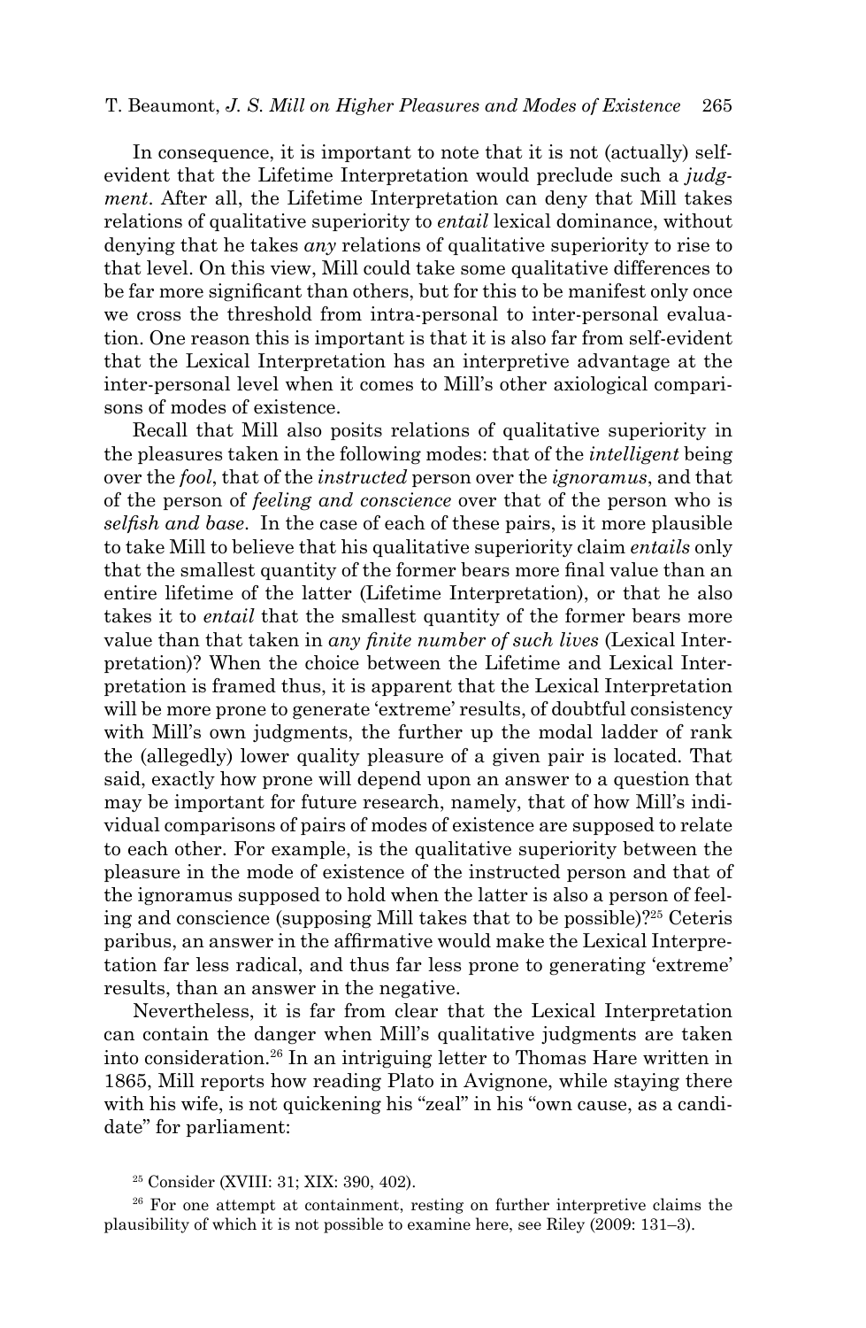In consequence, it is important to note that it is not (actually) self-evident that the Lifetime Interpretation would preclude such a *judgment*. After all, the Lifetime Interpretation can deny that Mill takes relations of qualitative superiority to *entail* lexical dominance, without denying that he takes *any* relations of qualitative superiority to rise to that level. On this view, Mill could take some qualitative differences to be far more significant than others, but for this to be manifest only once we cross the threshold from intra-personal to inter-personal evaluation. One reason this is important is that it is also far from self-evident that the Lexical Interpretation has an interpretive advantage at the inter-personal level when it comes to Mill's other axiological comparisons of modes of existence.

Recall that Mill also posits relations of qualitative superiority in the pleasures taken in the following modes: that of the *intelligent* being over the *fool*, that of the *instructed* person over the *ignoramus*, and that of the person of *feeling and conscience* over that of the person who is *selfish and base*. In the case of each of these pairs, is it more plausible to take Mill to believe that his qualitative superiority claim *entails* only that the smallest quantity of the former bears more final value than an entire lifetime of the latter (Lifetime Interpretation), or that he also takes it to *entail* that the smallest quantity of the former bears more value than that taken in *any finite number of such lives* (Lexical Interpretation)? When the choice between the Lifetime and Lexical Interpretation is framed thus, it is apparent that the Lexical Interpretation will be more prone to generate 'extreme' results, of doubtful consistency with Mill's own judgments, the further up the modal ladder of rank the (allegedly) lower quality pleasure of a given pair is located. That said, exactly how prone will depend upon an answer to a question that may be important for future research, namely, that of how Mill's individual comparisons of pairs of modes of existence are supposed to relate to each other. For example, is the qualitative superiority between the pleasure in the mode of existence of the instructed person and that of the ignoramus supposed to hold when the latter is also a person of feeling and conscience (supposing Mill takes that to be possible)?[25] Ceteris paribus, an answer in the affirmative would make the Lexical Interpretation far less radical, and thus far less prone to generating 'extreme' results, than an answer in the negative.

Nevertheless, it is far from clear that the Lexical Interpretation can contain the danger when Mill's qualitative judgments are taken into consideration.[26] In an intriguing letter to Thomas Hare written in 1865, Mill reports how reading Plato in Avignone, while staying there with his wife, is not quickening his "zeal" in his "own cause, as a candidate" for parliament:

[25] Consider (XVIII: 31; XIX: 390, 402).

[26] For one attempt at containment, resting on further interpretive claims the plausibility of which it is not possible to examine here, see Riley (2009: 131–3).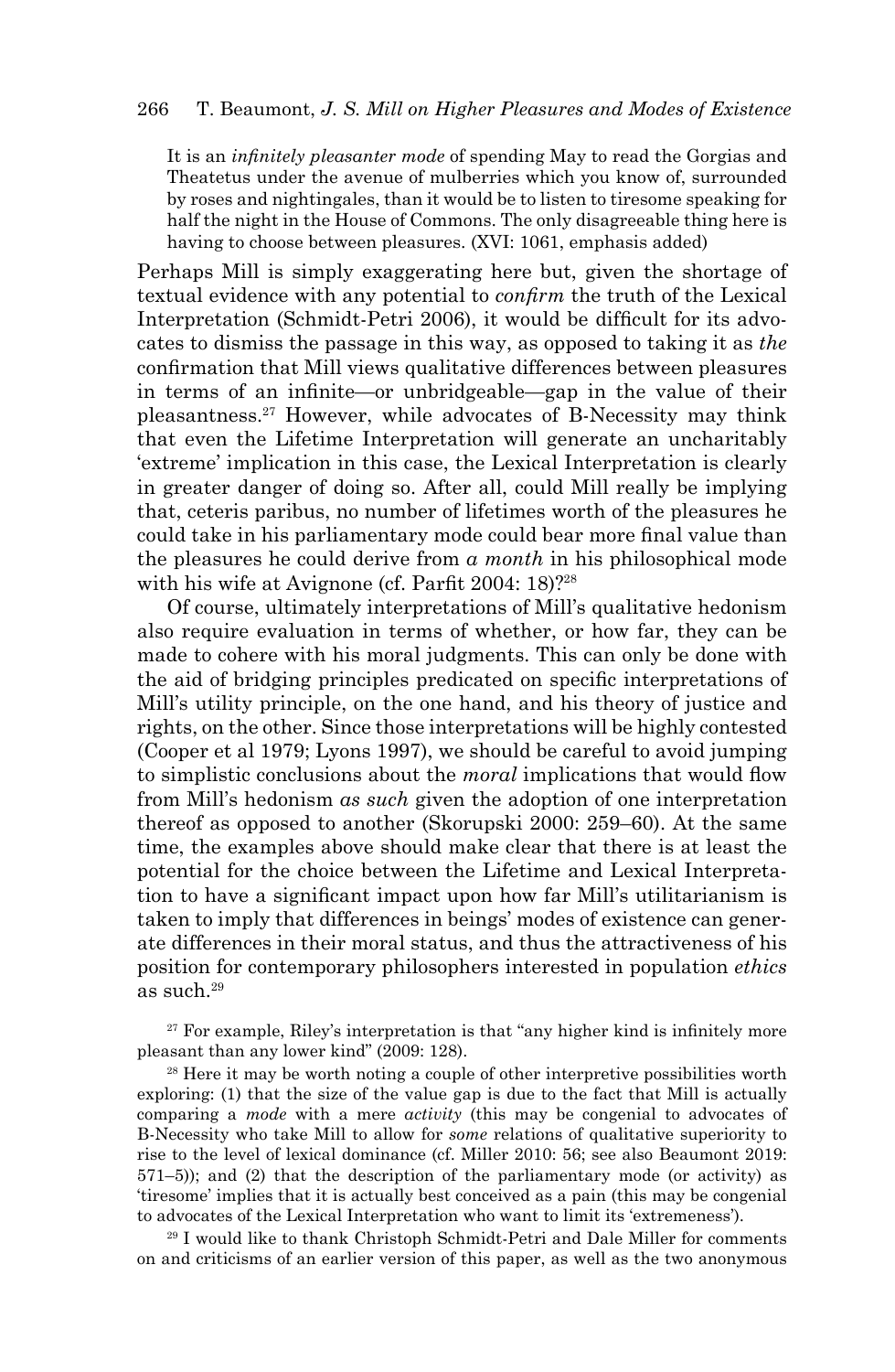> It is an *infinitely pleasanter mode* of spending May to read the Gorgias and Theatetus under the avenue of mulberries which you know of, surrounded by roses and nightingales, than it would be to listen to tiresome speaking for half the night in the House of Commons. The only disagreeable thing here is having to choose between pleasures. (XVI: 1061, emphasis added)

Perhaps Mill is simply exaggerating here but, given the shortage of textual evidence with any potential to *confirm* the truth of the Lexical Interpretation (Schmidt-Petri 2006), it would be difficult for its advocates to dismiss the passage in this way, as opposed to taking it as *the* confirmation that Mill views qualitative differences between pleasures in terms of an infinite—or unbridgeable—gap in the value of their pleasantness.[27] However, while advocates of B-Necessity may think that even the Lifetime Interpretation will generate an uncharitably 'extreme' implication in this case, the Lexical Interpretation is clearly in greater danger of doing so. After all, could Mill really be implying that, ceteris paribus, no number of lifetimes worth of the pleasures he could take in his parliamentary mode could bear more final value than the pleasures he could derive from *a month* in his philosophical mode with his wife at Avignone (cf. Parfit 2004: 18)?[28]

Of course, ultimately interpretations of Mill's qualitative hedonism also require evaluation in terms of whether, or how far, they can be made to cohere with his moral judgments. This can only be done with the aid of bridging principles predicated on specific interpretations of Mill's utility principle, on the one hand, and his theory of justice and rights, on the other. Since those interpretations will be highly contested (Cooper et al 1979; Lyons 1997), we should be careful to avoid jumping to simplistic conclusions about the *moral* implications that would flow from Mill's hedonism *as such* given the adoption of one interpretation thereof as opposed to another (Skorupski 2000: 259–60). At the same time, the examples above should make clear that there is at least the potential for the choice between the Lifetime and Lexical Interpretation to have a significant impact upon how far Mill's utilitarianism is taken to imply that differences in beings' modes of existence can generate differences in their moral status, and thus the attractiveness of his position for contemporary philosophers interested in population *ethics* as such.[29]

[27] For example, Riley's interpretation is that "any higher kind is infinitely more pleasant than any lower kind" (2009: 128).

[28] Here it may be worth noting a couple of other interpretive possibilities worth exploring: (1) that the size of the value gap is due to the fact that Mill is actually comparing a *mode* with a mere *activity* (this may be congenial to advocates of B-Necessity who take Mill to allow for *some* relations of qualitative superiority to rise to the level of lexical dominance (cf. Miller 2010: 56; see also Beaumont 2019: 571–5)); and (2) that the description of the parliamentary mode (or activity) as 'tiresome' implies that it is actually best conceived as a pain (this may be congenial to advocates of the Lexical Interpretation who want to limit its 'extremeness').

[29] I would like to thank Christoph Schmidt-Petri and Dale Miller for comments on and criticisms of an earlier version of this paper, as well as the two anonymous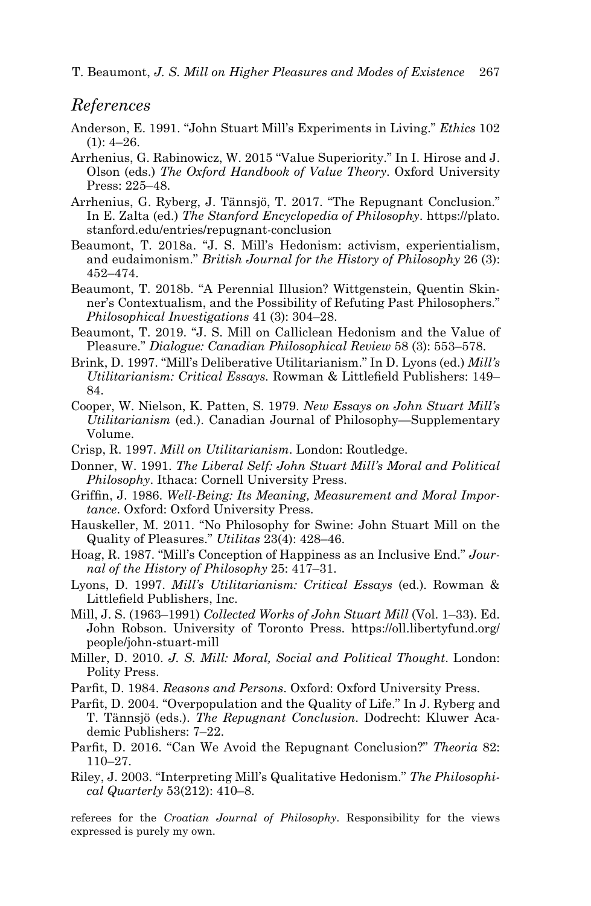## *References*

Anderson, E. 1991. "John Stuart Mill's Experiments in Living." *Ethics* 102 (1): 4–26.

Arrhenius, G. Rabinowicz, W. 2015 "Value Superiority." In I. Hirose and J. Olson (eds.) *The Oxford Handbook of Value Theory*. Oxford University Press: 225–48.

Arrhenius, G. Ryberg, J. Tännsjö, T. 2017. "The Repugnant Conclusion." In E. Zalta (ed.) *The Stanford Encyclopedia of Philosophy*. https://plato.stanford.edu/entries/repugnant-conclusion

Beaumont, T. 2018a. "J. S. Mill's Hedonism: activism, experientialism, and eudaimonism." *British Journal for the History of Philosophy* 26 (3): 452–474.

Beaumont, T. 2018b. "A Perennial Illusion? Wittgenstein, Quentin Skinner's Contextualism, and the Possibility of Refuting Past Philosophers." *Philosophical Investigations* 41 (3): 304–28.

Beaumont, T. 2019. "J. S. Mill on Calliclean Hedonism and the Value of Pleasure." *Dialogue: Canadian Philosophical Review* 58 (3): 553–578.

Brink, D. 1997. "Mill's Deliberative Utilitarianism." In D. Lyons (ed.) *Mill's Utilitarianism: Critical Essays*. Rowman & Littlefield Publishers: 149–84.

Cooper, W. Nielson, K. Patten, S. 1979. *New Essays on John Stuart Mill's Utilitarianism* (ed.). Canadian Journal of Philosophy—Supplementary Volume.

Crisp, R. 1997. *Mill on Utilitarianism*. London: Routledge.

Donner, W. 1991. *The Liberal Self: John Stuart Mill's Moral and Political Philosophy*. Ithaca: Cornell University Press.

Griffin, J. 1986. *Well-Being: Its Meaning, Measurement and Moral Importance*. Oxford: Oxford University Press.

Hauskeller, M. 2011. "No Philosophy for Swine: John Stuart Mill on the Quality of Pleasures." *Utilitas* 23(4): 428–46.

Hoag, R. 1987. "Mill's Conception of Happiness as an Inclusive End." *Journal of the History of Philosophy* 25: 417–31.

Lyons, D. 1997. *Mill's Utilitarianism: Critical Essays* (ed.). Rowman & Littlefield Publishers, Inc.

Mill, J. S. (1963–1991) *Collected Works of John Stuart Mill* (Vol. 1–33). Ed. John Robson. University of Toronto Press. https://oll.libertyfund.org/people/john-stuart-mill

Miller, D. 2010. *J. S. Mill: Moral, Social and Political Thought*. London: Polity Press.

Parfit, D. 1984. *Reasons and Persons*. Oxford: Oxford University Press.

Parfit, D. 2004. "Overpopulation and the Quality of Life." In J. Ryberg and T. Tännsjö (eds.). *The Repugnant Conclusion*. Dodrecht: Kluwer Academic Publishers: 7–22.

Parfit, D. 2016. "Can We Avoid the Repugnant Conclusion?" *Theoria* 82: 110–27.

Riley, J. 2003. "Interpreting Mill's Qualitative Hedonism." *The Philosophical Quarterly* 53(212): 410–8.

referees for the *Croatian Journal of Philosophy*. Responsibility for the views expressed is purely my own.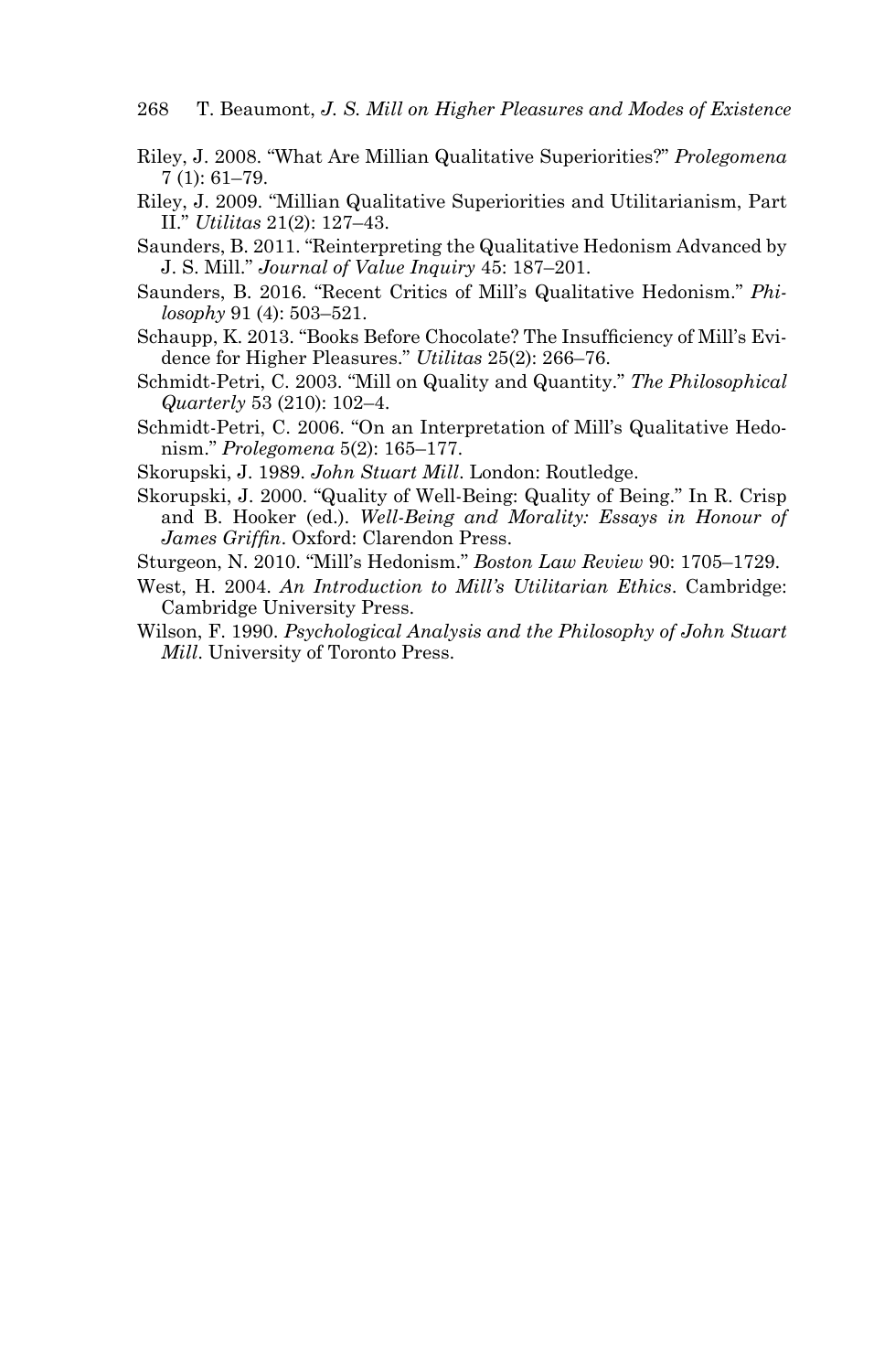Riley, J. 2008. "What Are Millian Qualitative Superiorities?" *Prolegomena* 7 (1): 61–79.

Riley, J. 2009. "Millian Qualitative Superiorities and Utilitarianism, Part II." *Utilitas* 21(2): 127–43.

Saunders, B. 2011. "Reinterpreting the Qualitative Hedonism Advanced by J. S. Mill." *Journal of Value Inquiry* 45: 187–201.

Saunders, B. 2016. "Recent Critics of Mill's Qualitative Hedonism." *Philosophy* 91 (4): 503–521.

Schaupp, K. 2013. "Books Before Chocolate? The Insufficiency of Mill's Evidence for Higher Pleasures." *Utilitas* 25(2): 266–76.

Schmidt-Petri, C. 2003. "Mill on Quality and Quantity." *The Philosophical Quarterly* 53 (210): 102–4.

Schmidt-Petri, C. 2006. "On an Interpretation of Mill's Qualitative Hedonism." *Prolegomena* 5(2): 165–177.

Skorupski, J. 1989. *John Stuart Mill*. London: Routledge.

Skorupski, J. 2000. "Quality of Well-Being: Quality of Being." In R. Crisp and B. Hooker (ed.). *Well-Being and Morality: Essays in Honour of James Griffin*. Oxford: Clarendon Press.

Sturgeon, N. 2010. "Mill's Hedonism." *Boston Law Review* 90: 1705–1729.

West, H. 2004. *An Introduction to Mill's Utilitarian Ethics*. Cambridge: Cambridge University Press.

Wilson, F. 1990. *Psychological Analysis and the Philosophy of John Stuart Mill*. University of Toronto Press.